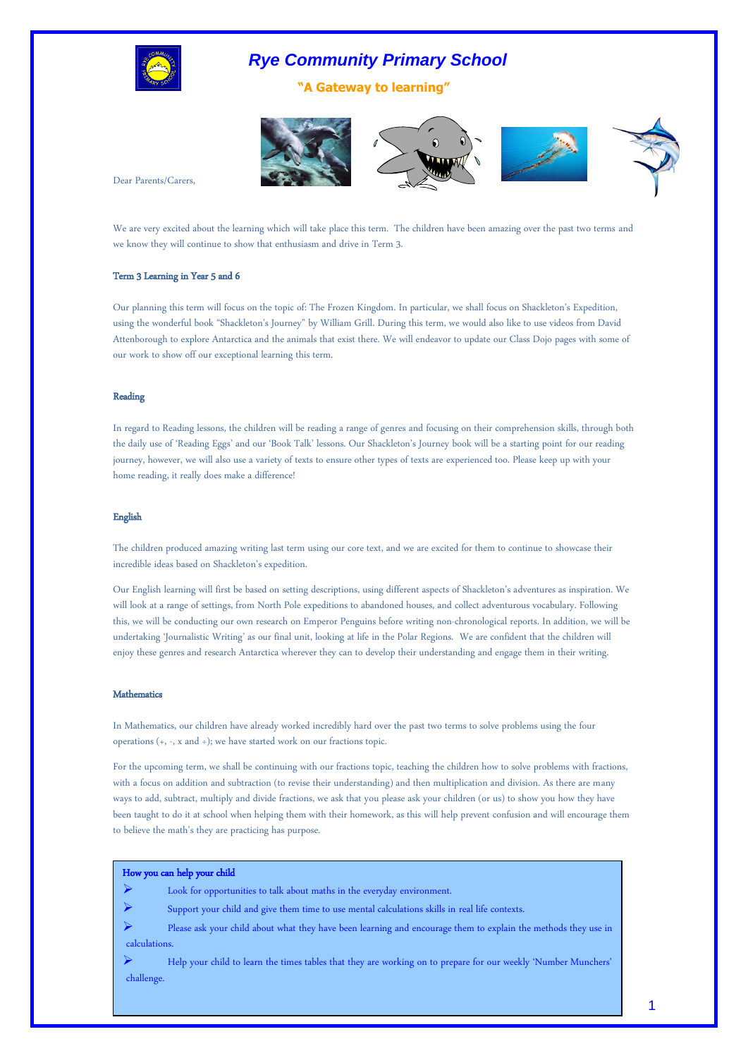# Rye Community Primary School

**"A Gateway to learning"**

Dear Parents/Carers,

We are very excited about the learning which will take place this term. The children have been amazing over the past two terms and we know they will continue to show that enthusiasm and drive in Term 3.

## Term 3 Learning in Year 5 and 6

Our planning this term will focus on the topic of: The Frozen Kingdom. In particular, we shall focus on Shackleton's Expedition, using the wonderful book "Shackleton's Journey" by William Grill. During this term, we would also like to use videos from David Attenborough to explore Antarctica and the animals that exist there. We will endeavor to update our Class Dojo pages with some of our work to show off our exceptional learning this term.

## Reading

In regard to Reading lessons, the children will be reading a range of genres and focusing on their comprehension skills, through both the daily use of 'Reading Eggs' and our 'Book Talk' lessons. Our Shackleton's Journey book will be a starting point for our reading journey, however, we will also use a variety of texts to ensure other types of texts are experienced too. Please keep up with your home reading, it really does make a difference!

## English

The children produced amazing writing last term using our core text, and we are excited for them to continue to showcase their incredible ideas based on Shackleton's expedition.

Our English learning will first be based on setting descriptions, using different aspects of Shackleton's adventures as inspiration. We will look at a range of settings, from North Pole expeditions to abandoned houses, and collect adventurous vocabulary. Following this, we will be conducting our own research on Emperor Penguins before writing non-chronological reports. In addition, we will be undertaking 'Journalistic Writing' as our final unit, looking at life in the Polar Regions. We are confident that the children will enjoy these genres and research Antarctica wherever they can to develop their understanding and engage them in their writing.

## Mathematics

In Mathematics, our children have already worked incredibly hard over the past two terms to solve problems using the four operations (+, -, x and ÷); we have started work on our fractions topic.

For the upcoming term, we shall be continuing with our fractions topic, teaching the children how to solve problems with fractions, with a focus on addition and subtraction (to revise their understanding) and then multiplication and division. As there are many ways to add, subtract, multiply and divide fractions, we ask that you please ask your children (or us) to show you how they have been taught to do it at school when helping them with their homework, as this will help prevent confusion and will encourage them to believe the math's they are practicing has purpose.

### How you can help your child

- Look for opportunities to talk about maths in the everyday environment.
- Support your child and give them time to use mental calculations skills in real life contexts.
- Please ask your child about what they have been learning and encourage them to explain the methods they use in calculations.
- Help your child to learn the times tables that they are working on to prepare for our weekly 'Number Munchers' challenge.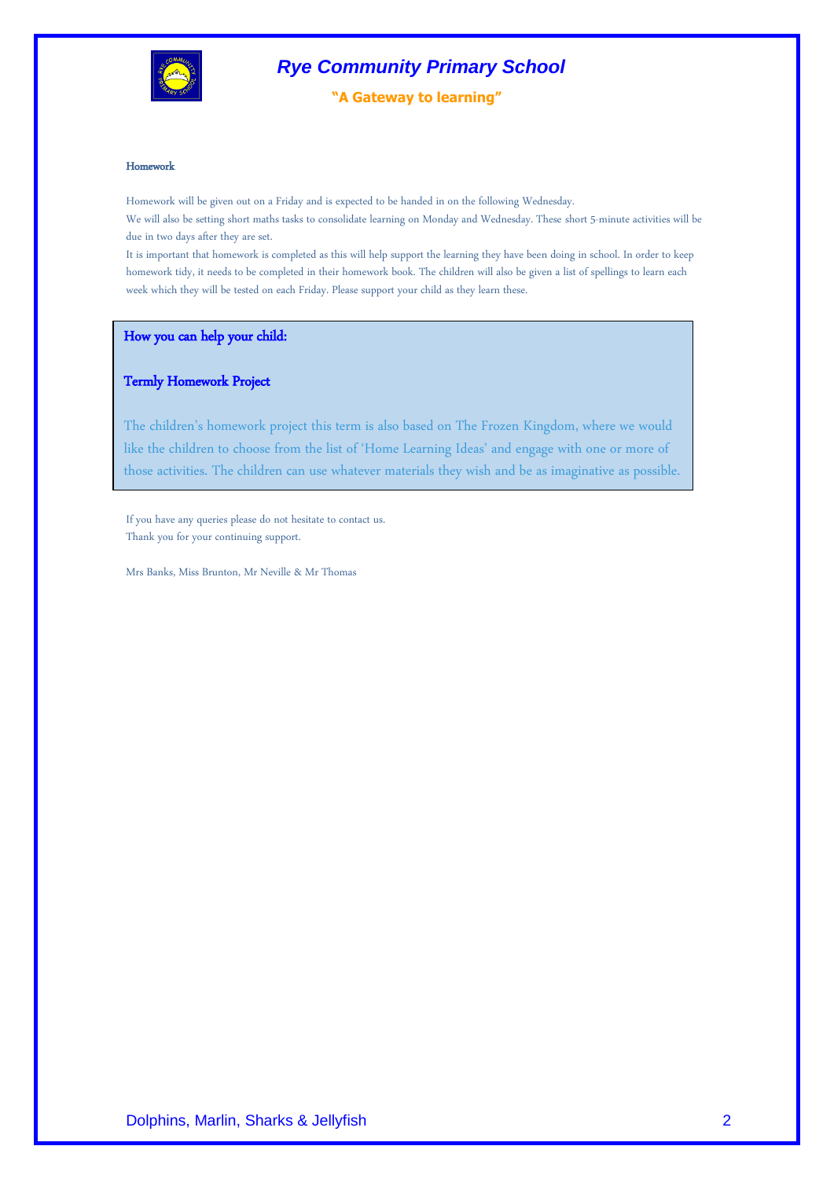### Homework

Homework will be given out on a Friday and is expected to be handed in on the following Wednesday.

We will also be setting short maths tasks to consolidate learning on Monday and Wednesday. These short 5-minute activities will be due in two days after they are set.

It is important that homework is completed as this will help support the learning they have been doing in school. In order to keep homework tidy, it needs to be completed in their homework book. The children will also be given a list of spellings to learn each week which they will be tested on each Friday. Please support your child as they learn these.

### How you can help your child:

#### Termly Homework Project

The children's homework project this term is also based on The Frozen Kingdom, where we would like the children to choose from the list of 'Home Learning Ideas' and engage with one or more of those activities. The children can use whatever materials they wish and be as imaginative as possible.

If you have any queries please do not hesitate to contact us.
Thank you for your continuing support.

Mrs Banks, Miss Brunton, Mr Neville & Mr Thomas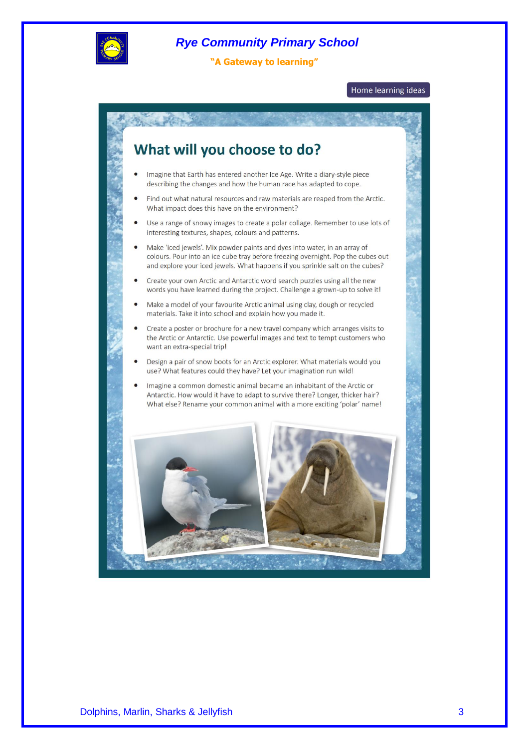**Rye Community Primary School**

**"A Gateway to learning"**

Home learning ideas

## What will you choose to do?

- Imagine that Earth has entered another Ice Age. Write a diary-style piece describing the changes and how the human race has adapted to cope.
- Find out what natural resources and raw materials are reaped from the Arctic. What impact does this have on the environment?
- Use a range of snowy images to create a polar collage. Remember to use lots of interesting textures, shapes, colours and patterns.
- Make 'iced jewels'. Mix powder paints and dyes into water, in an array of colours. Pour into an ice cube tray before freezing overnight. Pop the cubes out and explore your iced jewels. What happens if you sprinkle salt on the cubes?
- Create your own Arctic and Antarctic word search puzzles using all the new words you have learned during the project. Challenge a grown-up to solve it!
- Make a model of your favourite Arctic animal using clay, dough or recycled materials. Take it into school and explain how you made it.
- Create a poster or brochure for a new travel company which arranges visits to the Arctic or Antarctic. Use powerful images and text to tempt customers who want an extra-special trip!
- Design a pair of snow boots for an Arctic explorer. What materials would you use? What features could they have? Let your imagination run wild!
- Imagine a common domestic animal became an inhabitant of the Arctic or Antarctic. How would it have to adapt to survive there? Longer, thicker hair? What else? Rename your common animal with a more exciting 'polar' name!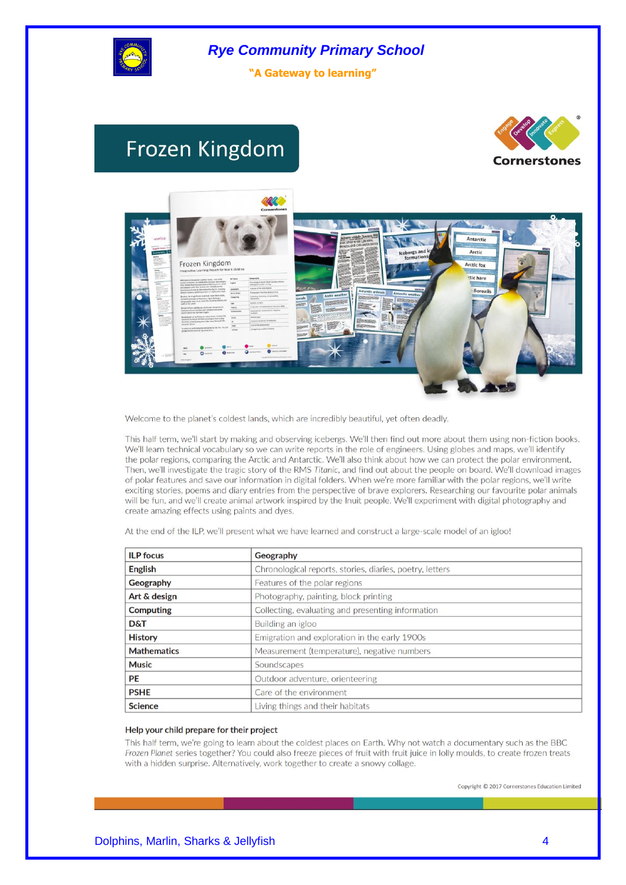# Rye Community Primary School

**"A Gateway to learning"**

## Frozen Kingdom

Cornerstones

Welcome to the planet's coldest lands, which are incredibly beautiful, yet often deadly.

This half term, we'll start by making and observing icebergs. We'll then find out more about them using non-fiction books. We'll learn technical vocabulary so we can write reports in the role of engineers. Using globes and maps, we'll identify the polar regions, comparing the Arctic and Antarctic. We'll also think about how we can protect the polar environment. Then, we'll investigate the tragic story of the RMS *Titanic*, and find out about the people on board. We'll download images of polar features and save our information in digital folders. When we're more familiar with the polar regions, we'll write exciting stories, poems and diary entries from the perspective of brave explorers. Researching our favourite polar animals will be fun, and we'll create animal artwork inspired by the Inuit people. We'll experiment with digital photography and create amazing effects using paints and dyes.

At the end of the ILP, we'll present what we have learned and construct a large-scale model of an igloo!

| **ILP focus** | **Geography** |
|---|---|
| **English** | Chronological reports, stories, diaries, poetry, letters |
| **Geography** | Features of the polar regions |
| **Art & design** | Photography, painting, block printing |
| **Computing** | Collecting, evaluating and presenting information |
| **D&T** | Building an igloo |
| **History** | Emigration and exploration in the early 1900s |
| **Mathematics** | Measurement (temperature), negative numbers |
| **Music** | Soundscapes |
| **PE** | Outdoor adventure, orienteering |
| **PSHE** | Care of the environment |
| **Science** | Living things and their habitats |

### Help your child prepare for their project

This half term, we're going to learn about the coldest places on Earth. Why not watch a documentary such as the BBC *Frozen Planet* series together? You could also freeze pieces of fruit with fruit juice in lolly moulds, to create frozen treats with a hidden surprise. Alternatively, work together to create a snowy collage.

Copyright © 2017 Cornerstones Education Limited

Dolphins, Marlin, Sharks & Jellyfish